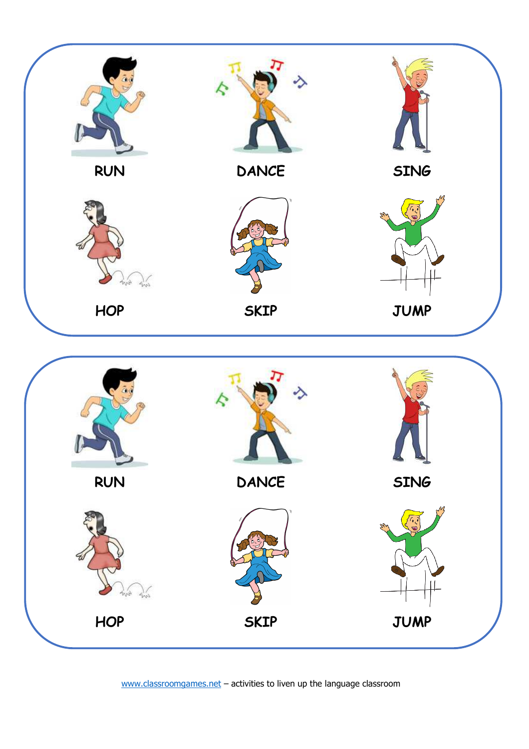RUN DANCE SING

HOP SKIP JUMP

RUN DANCE SING

HOP SKIP JUMP

[www.classroomgames.net](http://www.classroomgames.net) – activities to liven up the language classroom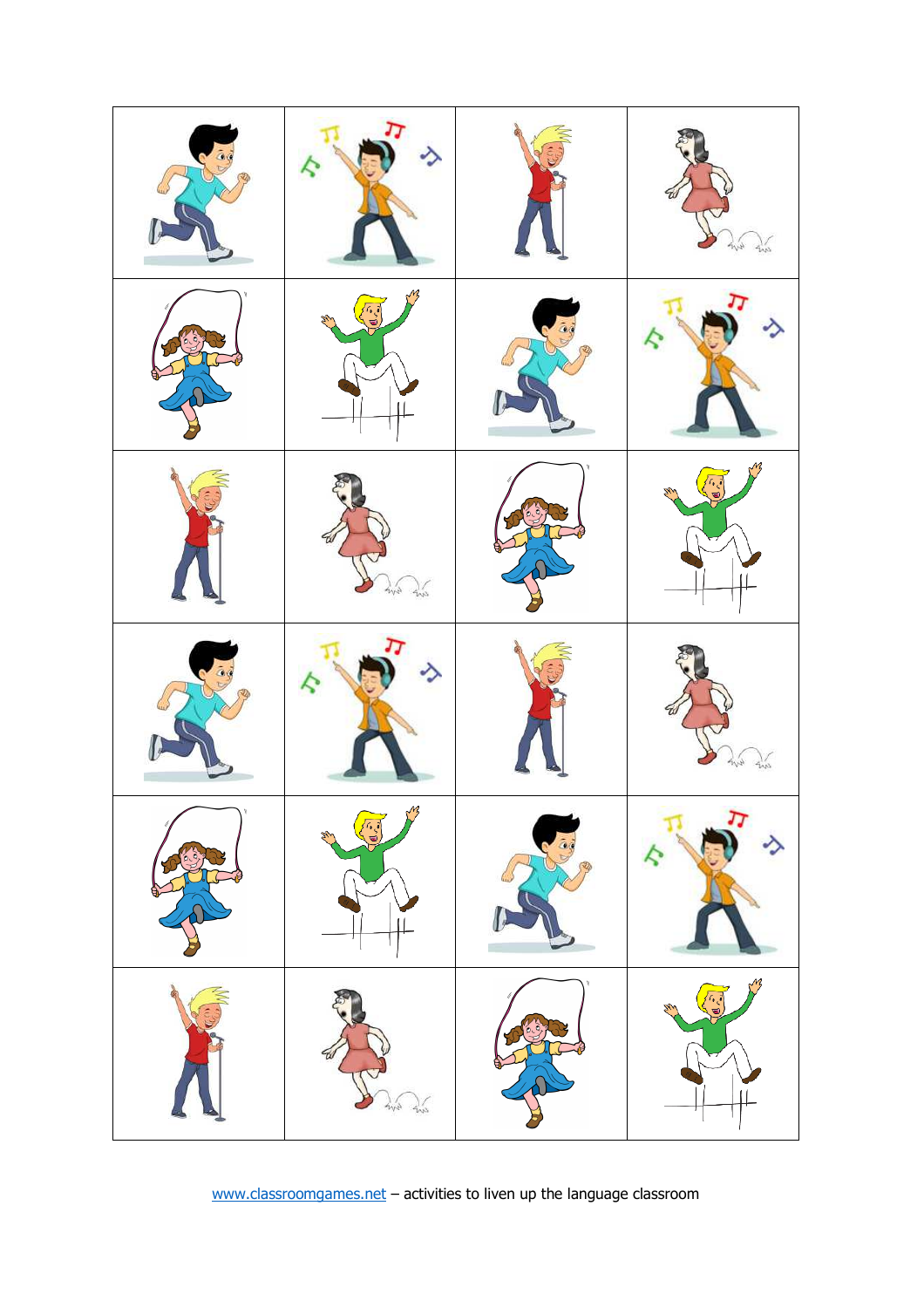www.classroomgames.net – activities to liven up the language classroom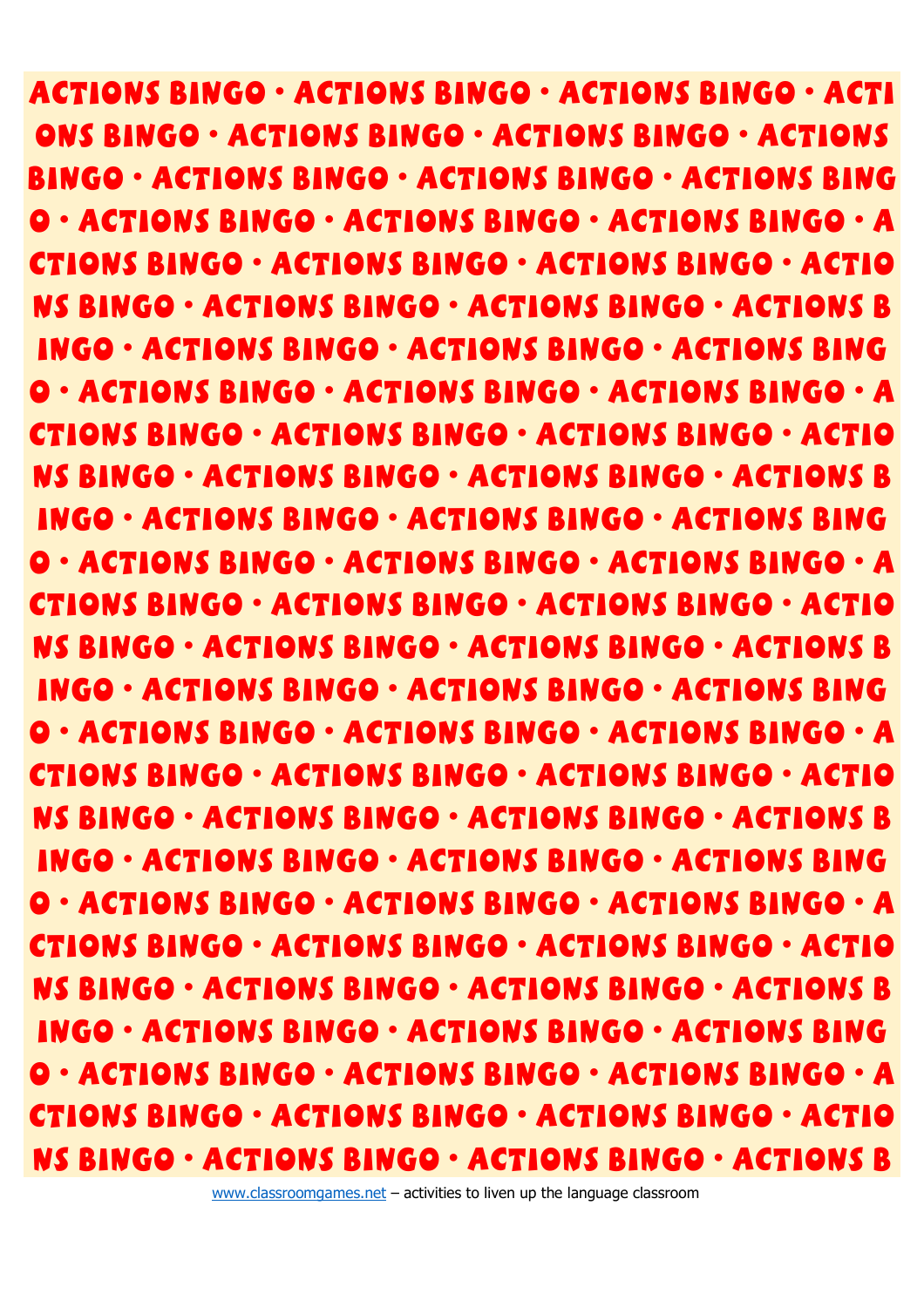ACTIONS BINGO • ACTIONS BINGO • ACTIONS BINGO • ACTI
ONS BINGO • ACTIONS BINGO • ACTIONS BINGO • ACTIONS
BINGO • ACTIONS BINGO • ACTIONS BINGO • ACTIONS BING
O • ACTIONS BINGO • ACTIONS BINGO • ACTIONS BINGO • A
CTIONS BINGO • ACTIONS BINGO • ACTIONS BINGO • ACTIO
NS BINGO • ACTIONS BINGO • ACTIONS BINGO • ACTIONS B
INGO • ACTIONS BINGO • ACTIONS BINGO • ACTIONS BING
O • ACTIONS BINGO • ACTIONS BINGO • ACTIONS BINGO • A
CTIONS BINGO • ACTIONS BINGO • ACTIONS BINGO • ACTIO
NS BINGO • ACTIONS BINGO • ACTIONS BINGO • ACTIONS B
INGO • ACTIONS BINGO • ACTIONS BINGO • ACTIONS BING
O • ACTIONS BINGO • ACTIONS BINGO • ACTIONS BINGO • A
CTIONS BINGO • ACTIONS BINGO • ACTIONS BINGO • ACTIO
NS BINGO • ACTIONS BINGO • ACTIONS BINGO • ACTIONS B
INGO • ACTIONS BINGO • ACTIONS BINGO • ACTIONS BING
O • ACTIONS BINGO • ACTIONS BINGO • ACTIONS BINGO • A
CTIONS BINGO • ACTIONS BINGO • ACTIONS BINGO • ACTIO
NS BINGO • ACTIONS BINGO • ACTIONS BINGO • ACTIONS B
INGO • ACTIONS BINGO • ACTIONS BINGO • ACTIONS BING
O • ACTIONS BINGO • ACTIONS BINGO • ACTIONS BINGO • A
CTIONS BINGO • ACTIONS BINGO • ACTIONS BINGO • ACTIO
NS BINGO • ACTIONS BINGO • ACTIONS BINGO • ACTIONS B
INGO • ACTIONS BINGO • ACTIONS BINGO • ACTIONS BING
O • ACTIONS BINGO • ACTIONS BINGO • ACTIONS BINGO • A
CTIONS BINGO • ACTIONS BINGO • ACTIONS BINGO • ACTIO
NS BINGO • ACTIONS BINGO • ACTIONS BINGO • ACTIONS B